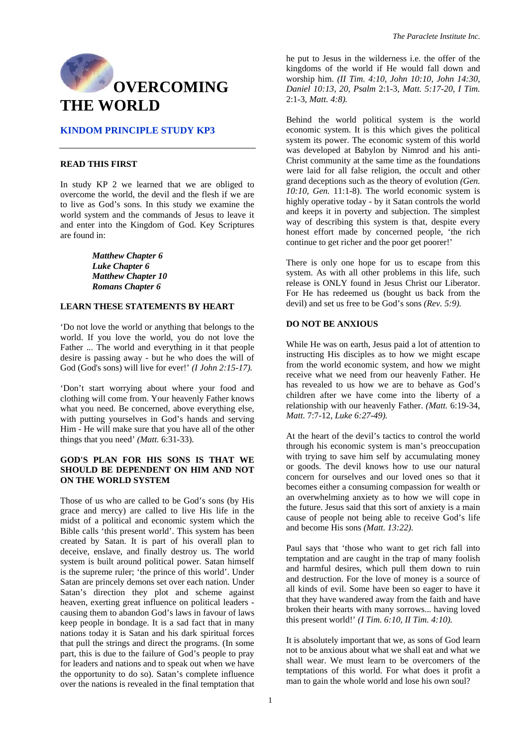# OVERCOMING THE WORLD

## KINDOM PRINCIPLE STUDY KP3

### READ THIS FIRST

In study KP 2 we learned that we are obliged to overcome the world, the devil and the flesh if we are to live as God's sons. In this study we examine the world system and the commands of Jesus to leave it and enter into the Kingdom of God. Key Scriptures are found in:

> ***Matthew Chapter 6***
> ***Luke Chapter 6***
> ***Matthew Chapter 10***
> ***Romans Chapter 6***

### LEARN THESE STATEMENTS BY HEART

'Do not love the world or anything that belongs to the world. If you love the world, you do not love the Father ... The world and everything in it that people desire is passing away - but he who does the will of God (God's sons) will live for ever!' *(I John 2:15-17).*

'Don't start worrying about where your food and clothing will come from. Your heavenly Father knows what you need. Be concerned, above everything else, with putting yourselves in God's hands and serving Him - He will make sure that you have all of the other things that you need' *(Matt.* 6:31-33).

### GOD'S PLAN FOR HIS SONS IS THAT WE SHOULD BE DEPENDENT ON HIM AND NOT ON THE WORLD SYSTEM

Those of us who are called to be God's sons (by His grace and mercy) are called to live His life in the midst of a political and economic system which the Bible calls 'this present world'. This system has been created by Satan. It is part of his overall plan to deceive, enslave, and finally destroy us. The world system is built around political power. Satan himself is the supreme ruler; 'the prince of this world'. Under Satan are princely demons set over each nation. Under Satan's direction they plot and scheme against heaven, exerting great influence on political leaders - causing them to abandon God's laws in favour of laws keep people in bondage. It is a sad fact that in many nations today it is Satan and his dark spiritual forces that pull the strings and direct the programs. (In some part, this is due to the failure of God's people to pray for leaders and nations and to speak out when we have the opportunity to do so). Satan's complete influence over the nations is revealed in the final temptation that he put to Jesus in the wilderness i.e. the offer of the kingdoms of the world if He would fall down and worship him. *(II Tim. 4:10, John 10:10, John 14:30, Daniel 10:13, 20, Psalm* 2:1-3, *Matt. 5:17-20, I Tim.* 2:1-3, *Matt. 4:8).*

Behind the world political system is the world economic system. It is this which gives the political system its power. The economic system of this world was developed at Babylon by Nimrod and his anti-Christ community at the same time as the foundations were laid for all false religion, the occult and other grand deceptions such as the theory of evolution *(Gen. 10:10, Gen.* 11:1-8). The world economic system is highly operative today - by it Satan controls the world and keeps it in poverty and subjection. The simplest way of describing this system is that, despite every honest effort made by concerned people, 'the rich continue to get richer and the poor get poorer!'

There is only one hope for us to escape from this system. As with all other problems in this life, such release is ONLY found in Jesus Christ our Liberator. For He has redeemed us (bought us back from the devil) and set us free to be God's sons *(Rev. 5:9).*

### DO NOT BE ANXIOUS

While He was on earth, Jesus paid a lot of attention to instructing His disciples as to how we might escape from the world economic system, and how we might receive what we need from our heavenly Father. He has revealed to us how we are to behave as God's children after we have come into the liberty of a relationship with our heavenly Father. *(Matt.* 6:19-34, *Matt.* 7:7-12, *Luke 6:27-49).*

At the heart of the devil's tactics to control the world through his economic system is man's preoccupation with trying to save him self by accumulating money or goods. The devil knows how to use our natural concern for ourselves and our loved ones so that it becomes either a consuming compassion for wealth or an overwhelming anxiety as to how we will cope in the future. Jesus said that this sort of anxiety is a main cause of people not being able to receive God's life and become His sons *(Matt. 13:22).*

Paul says that 'those who want to get rich fall into temptation and are caught in the trap of many foolish and harmful desires, which pull them down to ruin and destruction. For the love of money is a source of all kinds of evil. Some have been so eager to have it that they have wandered away from the faith and have broken their hearts with many sorrows... having loved this present world!' *(I Tim. 6:10, II Tim. 4:10).*

It is absolutely important that we, as sons of God learn not to be anxious about what we shall eat and what we shall wear. We must learn to be overcomers of the temptations of this world. For what does it profit a man to gain the whole world and lose his own soul?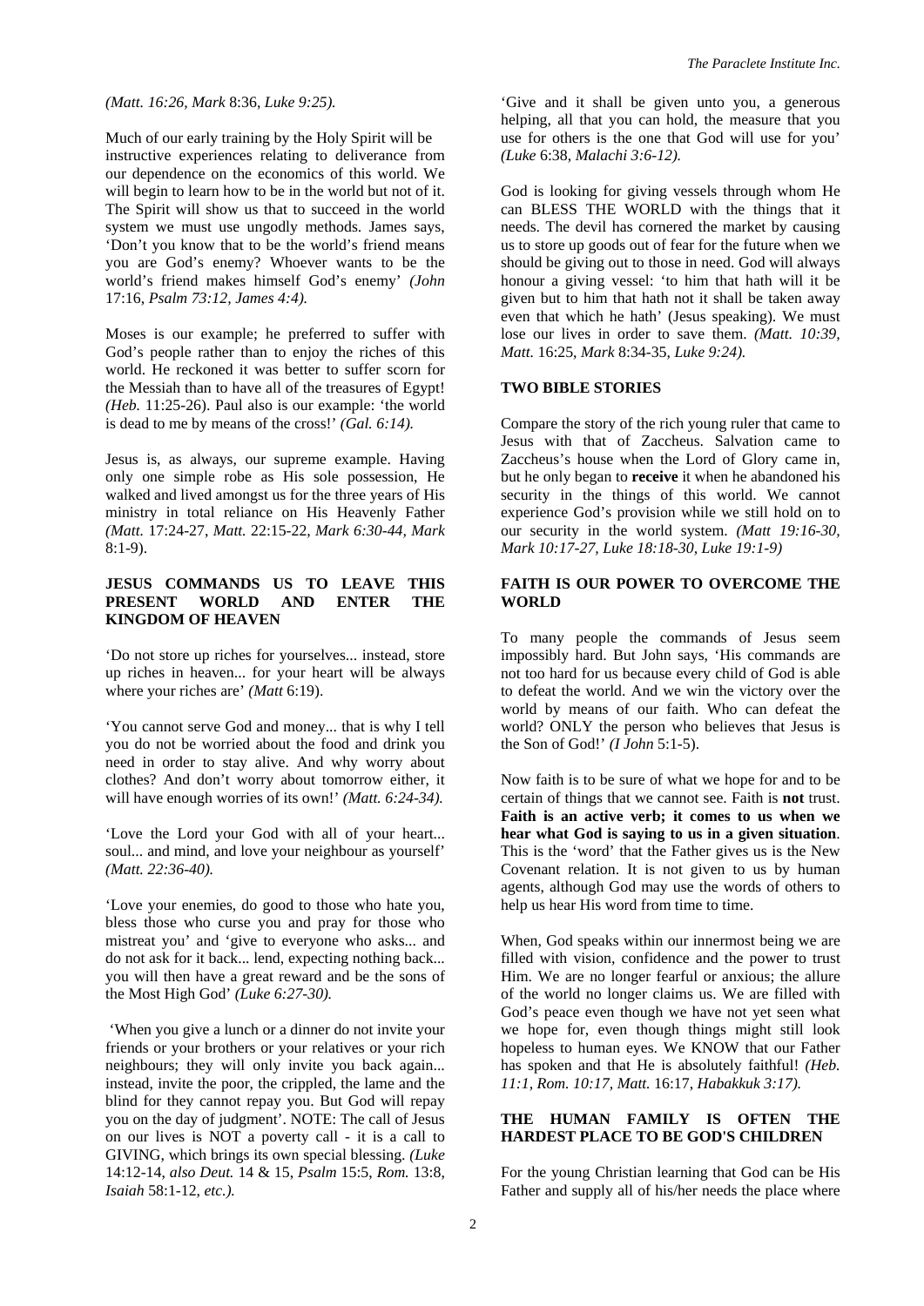*(Matt. 16:26, Mark* 8:36, *Luke 9:25).*

Much of our early training by the Holy Spirit will be instructive experiences relating to deliverance from our dependence on the economics of this world. We will begin to learn how to be in the world but not of it. The Spirit will show us that to succeed in the world system we must use ungodly methods. James says, 'Don't you know that to be the world's friend means you are God's enemy? Whoever wants to be the world's friend makes himself God's enemy' *(John* 17:16, *Psalm 73:12, James 4:4).*

Moses is our example; he preferred to suffer with God's people rather than to enjoy the riches of this world. He reckoned it was better to suffer scorn for the Messiah than to have all of the treasures of Egypt! *(Heb.* 11:25-26). Paul also is our example: 'the world is dead to me by means of the cross!' *(Gal. 6:14).*

Jesus is, as always, our supreme example. Having only one simple robe as His sole possession, He walked and lived amongst us for the three years of His ministry in total reliance on His Heavenly Father *(Matt.* 17:24-27, *Matt.* 22:15-22, *Mark 6:30-44, Mark* 8:1-9).

### JESUS COMMANDS US TO LEAVE THIS PRESENT WORLD AND ENTER THE KINGDOM OF HEAVEN

'Do not store up riches for yourselves... instead, store up riches in heaven... for your heart will be always where your riches are' *(Matt* 6:19).

'You cannot serve God and money... that is why I tell you do not be worried about the food and drink you need in order to stay alive. And why worry about clothes? And don't worry about tomorrow either, it will have enough worries of its own!' *(Matt. 6:24-34).*

'Love the Lord your God with all of your heart... soul... and mind, and love your neighbour as yourself' *(Matt. 22:36-40).*

'Love your enemies, do good to those who hate you, bless those who curse you and pray for those who mistreat you' and 'give to everyone who asks... and do not ask for it back... lend, expecting nothing back... you will then have a great reward and be the sons of the Most High God' *(Luke 6:27-30).*

'When you give a lunch or a dinner do not invite your friends or your brothers or your relatives or your rich neighbours; they will only invite you back again... instead, invite the poor, the crippled, the lame and the blind for they cannot repay you. But God will repay you on the day of judgment'. NOTE: The call of Jesus on our lives is NOT a poverty call - it is a call to GIVING, which brings its own special blessing. *(Luke* 14:12-14, *also Deut.* 14 & 15, *Psalm* 15:5, *Rom.* 13:8, *Isaiah* 58:1-12, *etc.).*

'Give and it shall be given unto you, a generous helping, all that you can hold, the measure that you use for others is the one that God will use for you' *(Luke* 6:38, *Malachi 3:6-12).*

God is looking for giving vessels through whom He can BLESS THE WORLD with the things that it needs. The devil has cornered the market by causing us to store up goods out of fear for the future when we should be giving out to those in need. God will always honour a giving vessel: 'to him that hath will it be given but to him that hath not it shall be taken away even that which he hath' (Jesus speaking). We must lose our lives in order to save them. *(Matt. 10:39, Matt.* 16:25, *Mark* 8:34-35, *Luke 9:24).*

### TWO BIBLE STORIES

Compare the story of the rich young ruler that came to Jesus with that of Zaccheus. Salvation came to Zaccheus's house when the Lord of Glory came in, but he only began to **receive** it when he abandoned his security in the things of this world. We cannot experience God's provision while we still hold on to our security in the world system. *(Matt 19:16-30, Mark 10:17-27, Luke 18:18-30, Luke 19:1-9)*

### FAITH IS OUR POWER TO OVERCOME THE WORLD

To many people the commands of Jesus seem impossibly hard. But John says, 'His commands are not too hard for us because every child of God is able to defeat the world. And we win the victory over the world by means of our faith. Who can defeat the world? ONLY the person who believes that Jesus is the Son of God!' *(I John* 5:1-5).

Now faith is to be sure of what we hope for and to be certain of things that we cannot see. Faith is **not** trust. **Faith is an active verb; it comes to us when we hear what God is saying to us in a given situation**. This is the 'word' that the Father gives us is the New Covenant relation. It is not given to us by human agents, although God may use the words of others to help us hear His word from time to time.

When, God speaks within our innermost being we are filled with vision, confidence and the power to trust Him. We are no longer fearful or anxious; the allure of the world no longer claims us. We are filled with God's peace even though we have not yet seen what we hope for, even though things might still look hopeless to human eyes. We KNOW that our Father has spoken and that He is absolutely faithful! *(Heb. 11:1, Rom. 10:17, Matt.* 16:17, *Habakkuk 3:17).*

### THE HUMAN FAMILY IS OFTEN THE HARDEST PLACE TO BE GOD'S CHILDREN

For the young Christian learning that God can be His Father and supply all of his/her needs the place where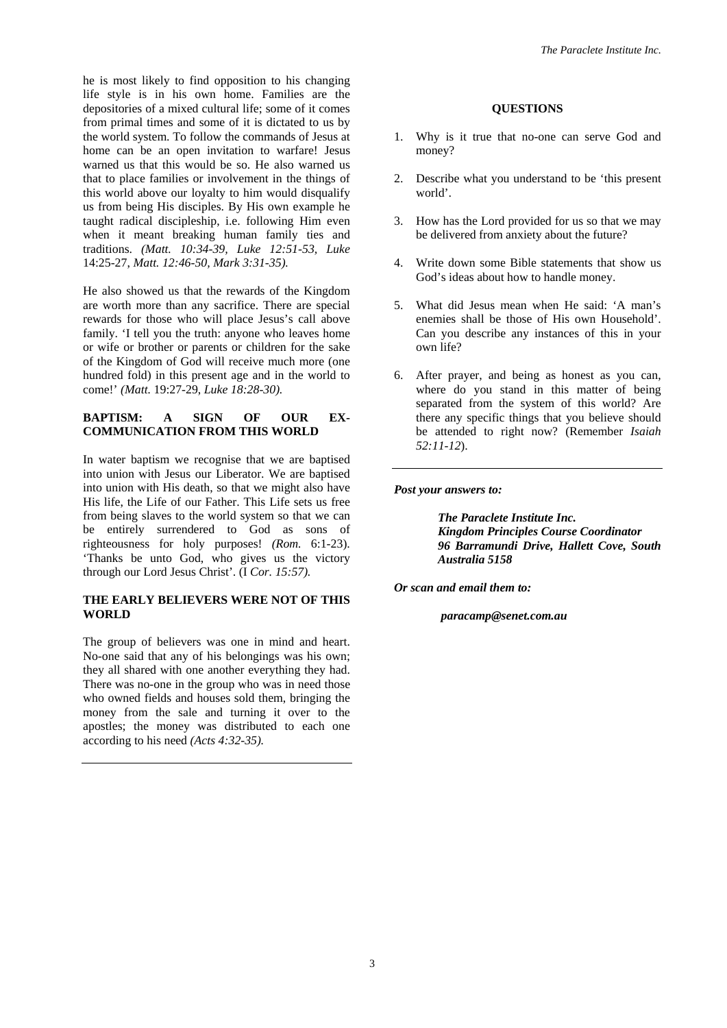he is most likely to find opposition to his changing life style is in his own home. Families are the depositories of a mixed cultural life; some of it comes from primal times and some of it is dictated to us by the world system. To follow the commands of Jesus at home can be an open invitation to warfare! Jesus warned us that this would be so. He also warned us that to place families or involvement in the things of this world above our loyalty to him would disqualify us from being His disciples. By His own example he taught radical discipleship, i.e. following Him even when it meant breaking human family ties and traditions. *(Matt. 10:34-39, Luke 12:51-53, Luke* 14:25-27, *Matt. 12:46-50, Mark 3:31-35).*

He also showed us that the rewards of the Kingdom are worth more than any sacrifice. There are special rewards for those who will place Jesus's call above family. 'I tell you the truth: anyone who leaves home or wife or brother or parents or children for the sake of the Kingdom of God will receive much more (one hundred fold) in this present age and in the world to come!' *(Matt.* 19:27-29, *Luke 18:28-30).*

**BAPTISM: A SIGN OF OUR EX-COMMUNICATION FROM THIS WORLD**

In water baptism we recognise that we are baptised into union with Jesus our Liberator. We are baptised into union with His death, so that we might also have His life, the Life of our Father. This Life sets us free from being slaves to the world system so that we can be entirely surrendered to God as sons of righteousness for holy purposes! *(Rom.* 6:1-23). 'Thanks be unto God, who gives us the victory through our Lord Jesus Christ'. (I *Cor. 15:57).*

**THE EARLY BELIEVERS WERE NOT OF THIS WORLD**

The group of believers was one in mind and heart. No-one said that any of his belongings was his own; they all shared with one another everything they had. There was no-one in the group who was in need those who owned fields and houses sold them, bringing the money from the sale and turning it over to the apostles; the money was distributed to each one according to his need *(Acts 4:32-35).*

---

**QUESTIONS**

1. Why is it true that no-one can serve God and money?
2. Describe what you understand to be 'this present world'.
3. How has the Lord provided for us so that we may be delivered from anxiety about the future?
4. Write down some Bible statements that show us God's ideas about how to handle money.
5. What did Jesus mean when He said: 'A man's enemies shall be those of His own Household'. Can you describe any instances of this in your own life?
6. After prayer, and being as honest as you can, where do you stand in this matter of being separated from the system of this world? Are there any specific things that you believe should be attended to right now? (Remember *Isaiah 52:11-12*).

---

***Post your answers to:***

> ***The Paraclete Institute Inc.***
> ***Kingdom Principles Course Coordinator***
> ***96 Barramundi Drive, Hallett Cove, South Australia 5158***

***Or scan and email them to:***

> ***paracamp@senet.com.au***